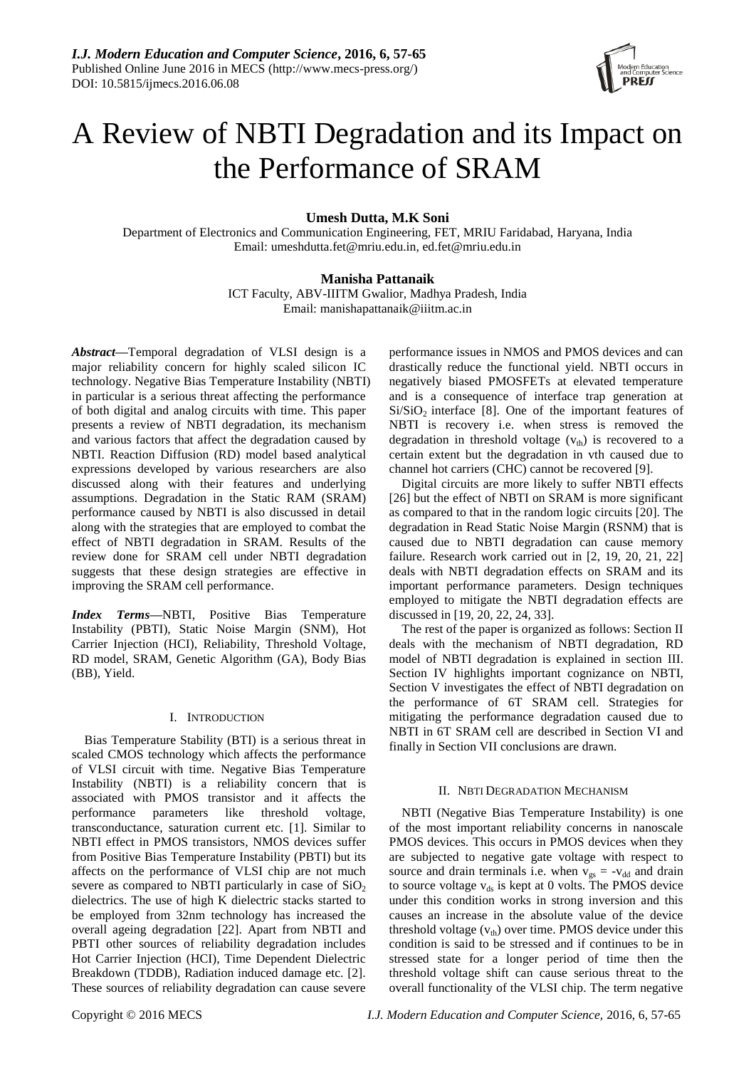# A Review of NBTI Degradation and its Impact on the Performance of SRAM

**Umesh Dutta, M.K Soni**

Department of Electronics and Communication Engineering, FET, MRIU Faridabad, Haryana, India
Email: umeshdutta.fet@mriu.edu.in, ed.fet@mriu.edu.in

**Manisha Pattanaik**

ICT Faculty, ABV-IIITM Gwalior, Madhya Pradesh, India
Email: manishapattanaik@iiitm.ac.in

***Abstract*—**Temporal degradation of VLSI design is a major reliability concern for highly scaled silicon IC technology. Negative Bias Temperature Instability (NBTI) in particular is a serious threat affecting the performance of both digital and analog circuits with time. This paper presents a review of NBTI degradation, its mechanism and various factors that affect the degradation caused by NBTI. Reaction Diffusion (RD) model based analytical expressions developed by various researchers are also discussed along with their features and underlying assumptions. Degradation in the Static RAM (SRAM) performance caused by NBTI is also discussed in detail along with the strategies that are employed to combat the effect of NBTI degradation in SRAM. Results of the review done for SRAM cell under NBTI degradation suggests that these design strategies are effective in improving the SRAM cell performance.

***Index Terms*—**NBTI, Positive Bias Temperature Instability (PBTI), Static Noise Margin (SNM), Hot Carrier Injection (HCI), Reliability, Threshold Voltage, RD model, SRAM, Genetic Algorithm (GA), Body Bias (BB), Yield.

## I. Introduction

Bias Temperature Stability (BTI) is a serious threat in scaled CMOS technology which affects the performance of VLSI circuit with time. Negative Bias Temperature Instability (NBTI) is a reliability concern that is associated with PMOS transistor and it affects the performance parameters like threshold voltage, transconductance, saturation current etc. [1]. Similar to NBTI effect in PMOS transistors, NMOS devices suffer from Positive Bias Temperature Instability (PBTI) but its affects on the performance of VLSI chip are not much severe as compared to NBTI particularly in case of $SiO_2$ dielectrics. The use of high K dielectric stacks started to be employed from 32nm technology has increased the overall ageing degradation [22]. Apart from NBTI and PBTI other sources of reliability degradation includes Hot Carrier Injection (HCI), Time Dependent Dielectric Breakdown (TDDB), Radiation induced damage etc. [2]. These sources of reliability degradation can cause severe performance issues in NMOS and PMOS devices and can drastically reduce the functional yield. NBTI occurs in negatively biased PMOSFETs at elevated temperature and is a consequence of interface trap generation at $Si/SiO_2$ interface [8]. One of the important features of NBTI is recovery i.e. when stress is removed the degradation in threshold voltage ($v_{th}$) is recovered to a certain extent but the degradation in vth caused due to channel hot carriers (CHC) cannot be recovered [9].

Digital circuits are more likely to suffer NBTI effects [26] but the effect of NBTI on SRAM is more significant as compared to that in the random logic circuits [20]. The degradation in Read Static Noise Margin (RSNM) that is caused due to NBTI degradation can cause memory failure. Research work carried out in [2, 19, 20, 21, 22] deals with NBTI degradation effects on SRAM and its important performance parameters. Design techniques employed to mitigate the NBTI degradation effects are discussed in [19, 20, 22, 24, 33].

The rest of the paper is organized as follows: Section II deals with the mechanism of NBTI degradation, RD model of NBTI degradation is explained in section III. Section IV highlights important cognizance on NBTI, Section V investigates the effect of NBTI degradation on the performance of 6T SRAM cell. Strategies for mitigating the performance degradation caused due to NBTI in 6T SRAM cell are described in Section VI and finally in Section VII conclusions are drawn.

## II. NBTI Degradation Mechanism

NBTI (Negative Bias Temperature Instability) is one of the most important reliability concerns in nanoscale PMOS devices. This occurs in PMOS devices when they are subjected to negative gate voltage with respect to source and drain terminals i.e. when $v_{gs} = -v_{dd}$ and drain to source voltage $v_{ds}$ is kept at 0 volts. The PMOS device under this condition works in strong inversion and this causes an increase in the absolute value of the device threshold voltage ($v_{th}$) over time. PMOS device under this condition is said to be stressed and if continues to be in stressed state for a longer period of time then the threshold voltage shift can cause serious threat to the overall functionality of the VLSI chip. The term negative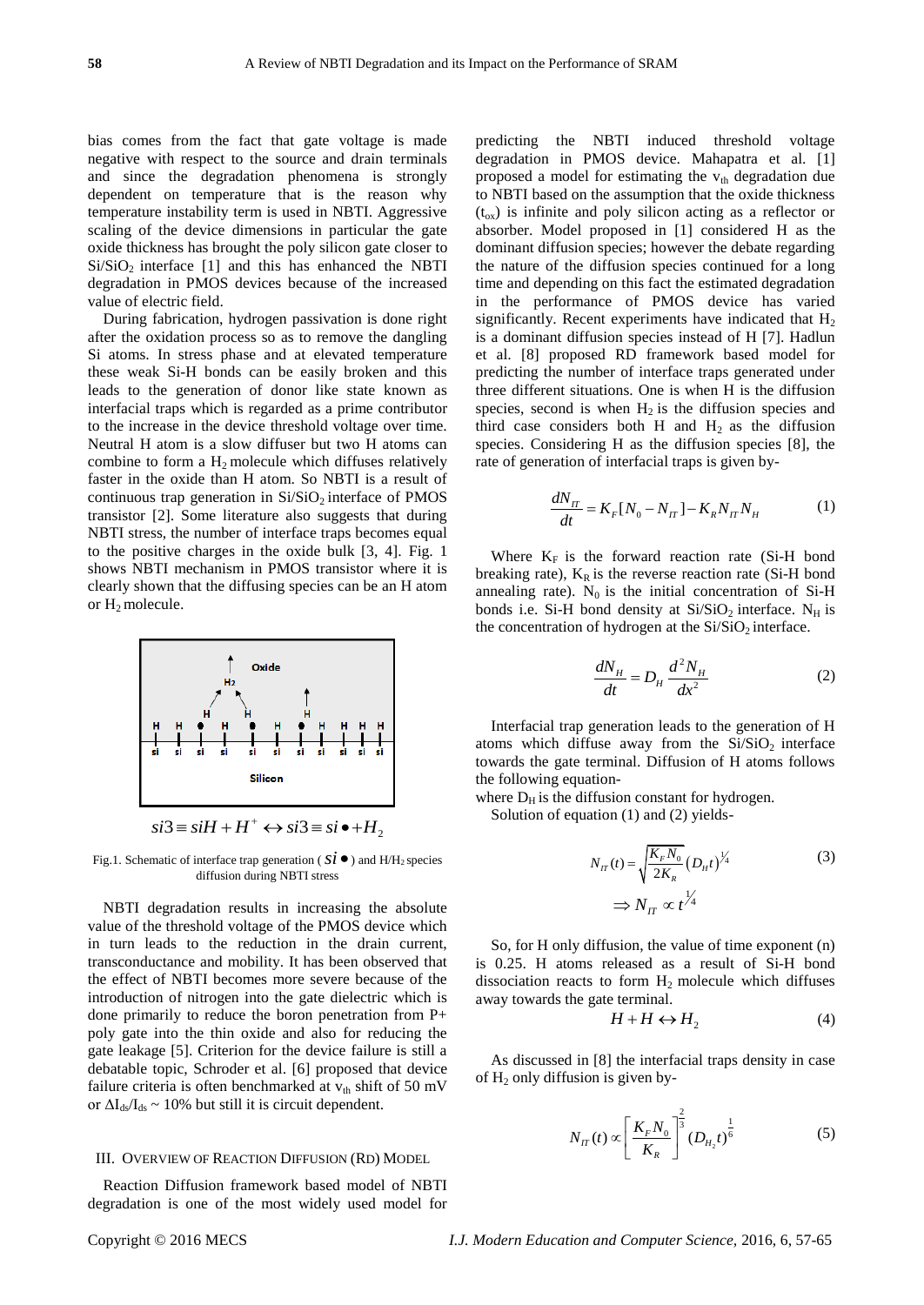bias comes from the fact that gate voltage is made negative with respect to the source and drain terminals and since the degradation phenomena is strongly dependent on temperature that is the reason why temperature instability term is used in NBTI. Aggressive scaling of the device dimensions in particular the gate oxide thickness has brought the poly silicon gate closer to $Si/SiO_2$ interface [1] and this has enhanced the NBTI degradation in PMOS devices because of the increased value of electric field.

During fabrication, hydrogen passivation is done right after the oxidation process so as to remove the dangling Si atoms. In stress phase and at elevated temperature these weak Si-H bonds can be easily broken and this leads to the generation of donor like state known as interfacial traps which is regarded as a prime contributor to the increase in the device threshold voltage over time. Neutral H atom is a slow diffuser but two H atoms can combine to form a $H_2$ molecule which diffuses relatively faster in the oxide than H atom. So NBTI is a result of continuous trap generation in $Si/SiO_2$ interface of PMOS transistor [2]. Some literature also suggests that during NBTI stress, the number of interface traps becomes equal to the positive charges in the oxide bulk [3, 4]. Fig. 1 shows NBTI mechanism in PMOS transistor where it is clearly shown that the diffusing species can be an H atom or $H_2$ molecule.

$$si3 \equiv siH + H^{+} \leftrightarrow si3 \equiv si\bullet + H_2$$

Fig.1. Schematic of interface trap generation ( $Si\bullet$ ) and $H/H_2$ species diffusion during NBTI stress

NBTI degradation results in increasing the absolute value of the threshold voltage of the PMOS device which in turn leads to the reduction in the drain current, transconductance and mobility. It has been observed that the effect of NBTI becomes more severe because of the introduction of nitrogen into the gate dielectric which is done primarily to reduce the boron penetration from P+ poly gate into the thin oxide and also for reducing the gate leakage [5]. Criterion for the device failure is still a debatable topic, Schroder et al. [6] proposed that device failure criteria is often benchmarked at $v_{th}$ shift of 50 mV or $\Delta I_{ds}/I_{ds} \sim 10\%$ but still it is circuit dependent.

## III. Overview of Reaction Diffusion (RD) Model

Reaction Diffusion framework based model of NBTI degradation is one of the most widely used model for predicting the NBTI induced threshold voltage degradation in PMOS device. Mahapatra et al. [1] proposed a model for estimating the $v_{th}$ degradation due to NBTI based on the assumption that the oxide thickness ($t_{ox}$) is infinite and poly silicon acting as a reflector or absorber. Model proposed in [1] considered H as the dominant diffusion species; however the debate regarding the nature of the diffusion species continued for a long time and depending on this fact the estimated degradation in the performance of PMOS device has varied significantly. Recent experiments have indicated that $H_2$ is a dominant diffusion species instead of H [7]. Hadlun et al. [8] proposed RD framework based model for predicting the number of interface traps generated under three different situations. One is when H is the diffusion species, second is when $H_2$ is the diffusion species and third case considers both H and $H_2$ as the diffusion species. Considering H as the diffusion species [8], the rate of generation of interfacial traps is given by-

$$\frac{dN_{IT}}{dt} = K_F[N_0 - N_{IT}] - K_R N_{IT} N_H \tag{1}$$

Where $K_F$ is the forward reaction rate (Si-H bond breaking rate), $K_R$ is the reverse reaction rate (Si-H bond annealing rate). $N_0$ is the initial concentration of Si-H bonds i.e. Si-H bond density at $Si/SiO_2$ interface. $N_H$ is the concentration of hydrogen at the $Si/SiO_2$ interface.

$$\frac{dN_H}{dt} = D_H \frac{d^2 N_H}{dx^2} \tag{2}$$

Interfacial trap generation leads to the generation of H atoms which diffuse away from the $Si/SiO_2$ interface towards the gate terminal. Diffusion of H atoms follows the following equation-

where $D_H$ is the diffusion constant for hydrogen.

Solution of equation (1) and (2) yields-

$$N_{IT}(t) = \sqrt{\frac{K_F N_0}{2K_R}}(D_H t)^{1/4} \tag{3}$$

$$\Rightarrow N_{IT} \propto t^{1/4}$$

So, for H only diffusion, the value of time exponent (n) is 0.25. H atoms released as a result of Si-H bond dissociation reacts to form $H_2$ molecule which diffuses away towards the gate terminal.

$$H + H \leftrightarrow H_2 \tag{4}$$

As discussed in [8] the interfacial traps density in case of $H_2$ only diffusion is given by-

$$N_{IT}(t) \propto \left[\frac{K_F N_0}{K_R}\right]^{\frac{2}{3}} (D_{H_2} t)^{\frac{1}{6}} \tag{5}$$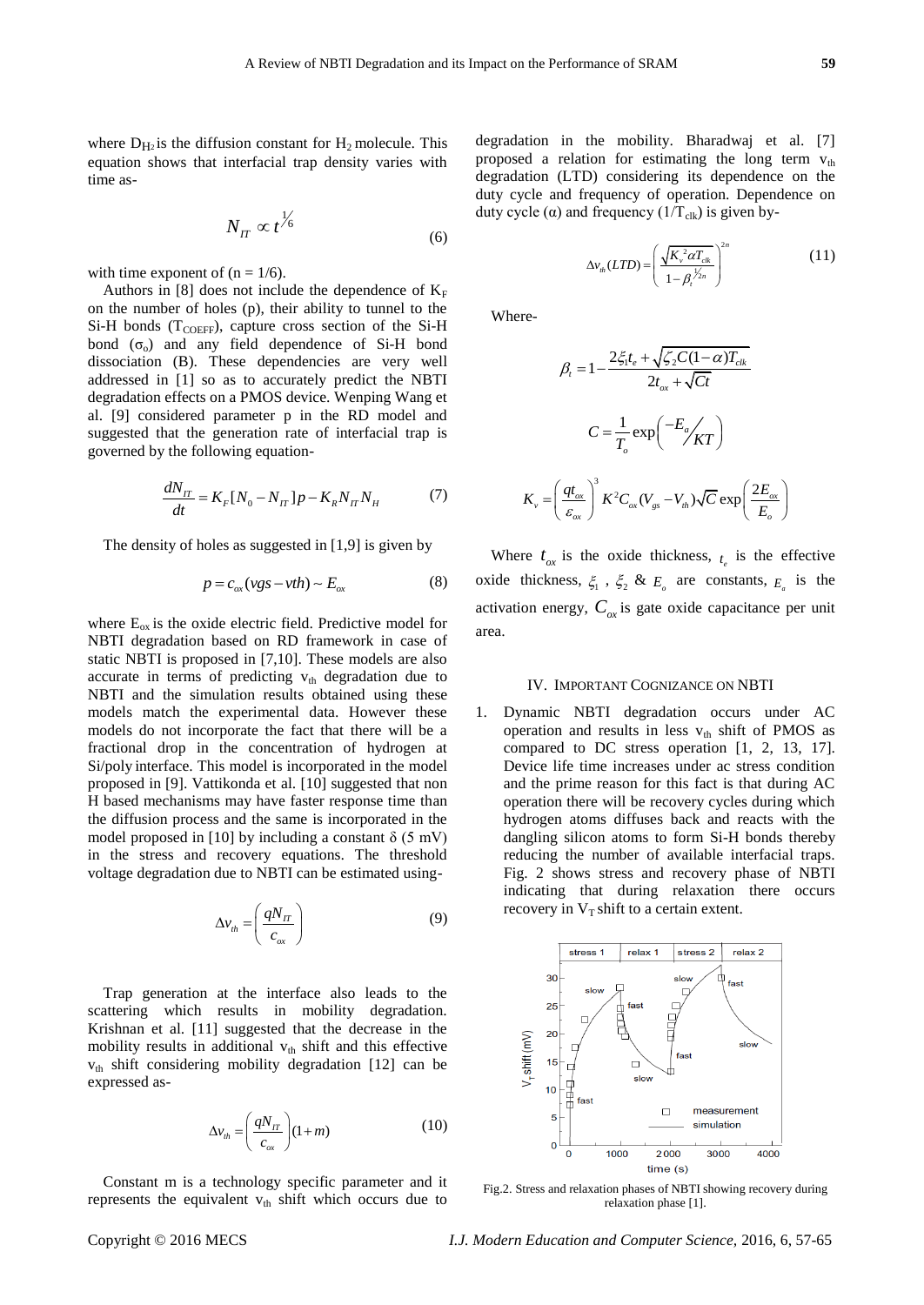where $D_{H_2}$ is the diffusion constant for $H_2$ molecule. This equation shows that interfacial trap density varies with time as-

$$N_{IT} \propto t^{1/6} \tag{6}$$

with time exponent of (n = 1/6).

Authors in [8] does not include the dependence of $K_F$ on the number of holes (p), their ability to tunnel to the Si-H bonds ($T_{COEFF}$), capture cross section of the Si-H bond ($\sigma_o$) and any field dependence of Si-H bond dissociation (B). These dependencies are very well addressed in [1] so as to accurately predict the NBTI degradation effects on a PMOS device. Wenping Wang et al. [9] considered parameter p in the RD model and suggested that the generation rate of interfacial trap is governed by the following equation-

$$\frac{dN_{IT}}{dt} = K_F[N_0 - N_{IT}]p - K_R N_{IT} N_H \tag{7}$$

The density of holes as suggested in [1,9] is given by

$$p = c_{ox}(vgs - vth) \sim E_{ox} \tag{8}$$

where $E_{ox}$ is the oxide electric field. Predictive model for NBTI degradation based on RD framework in case of static NBTI is proposed in [7,10]. These models are also accurate in terms of predicting $v_{th}$ degradation due to NBTI and the simulation results obtained using these models match the experimental data. However these models do not incorporate the fact that there will be a fractional drop in the concentration of hydrogen at Si/poly interface. This model is incorporated in the model proposed in [9]. Vattikonda et al. [10] suggested that non H based mechanisms may have faster response time than the diffusion process and the same is incorporated in the model proposed in [10] by including a constant δ (5 mV) in the stress and recovery equations. The threshold voltage degradation due to NBTI can be estimated using-

$$\Delta v_{th} = \left(\frac{qN_{IT}}{c_{ox}}\right) \tag{9}$$

Trap generation at the interface also leads to the scattering which results in mobility degradation. Krishnan et al. [11] suggested that the decrease in the mobility results in additional $v_{th}$ shift and this effective $v_{th}$ shift considering mobility degradation [12] can be expressed as-

$$\Delta v_{th} = \left(\frac{qN_{IT}}{c_{ox}}\right)(1+m) \tag{10}$$

Constant m is a technology specific parameter and it represents the equivalent $v_{th}$ shift which occurs due to degradation in the mobility. Bharadwaj et al. [7] proposed a relation for estimating the long term $v_{th}$ degradation (LTD) considering its dependence on the duty cycle and frequency of operation. Dependence on duty cycle (α) and frequency ($1/T_{clk}$) is given by-

$$\Delta v_{th}(LTD) = \left(\frac{\sqrt{K_v^2 \alpha T_{clk}}}{1-\beta_t^{1/2n}}\right)^{2n} \tag{11}$$

Where-

$$\beta_t = 1 - \frac{2\xi_1 t_e + \sqrt{\xi_2 C(1-\alpha)T_{clk}}}{2t_{ox} + \sqrt{Ct}}$$

$$C = \frac{1}{T_o}\exp\left(-E_a/KT\right)$$

$$K_v = \left(\frac{qt_{ox}}{\varepsilon_{ox}}\right)^3 K^2 C_{ox}(V_{gs} - V_{th})\sqrt{C}\exp\left(\frac{2E_{ox}}{E_o}\right)$$

Where $t_{ox}$ is the oxide thickness, $t_e$ is the effective oxide thickness, $\xi_1$, $\xi_2$ & $E_o$ are constants, $E_a$ is the activation energy, $C_{ox}$ is gate oxide capacitance per unit area.

## IV. Important Cognizance on NBTI

1. Dynamic NBTI degradation occurs under AC operation and results in less $v_{th}$ shift of PMOS as compared to DC stress operation [1, 2, 13, 17]. Device life time increases under ac stress condition and the prime reason for this fact is that during AC operation there will be recovery cycles during which hydrogen atoms diffuses back and reacts with the dangling silicon atoms to form Si-H bonds thereby reducing the number of available interfacial traps. Fig. 2 shows stress and recovery phase of NBTI indicating that during relaxation there occurs recovery in $V_T$ shift to a certain extent.

Fig.2. Stress and relaxation phases of NBTI showing recovery during relaxation phase [1].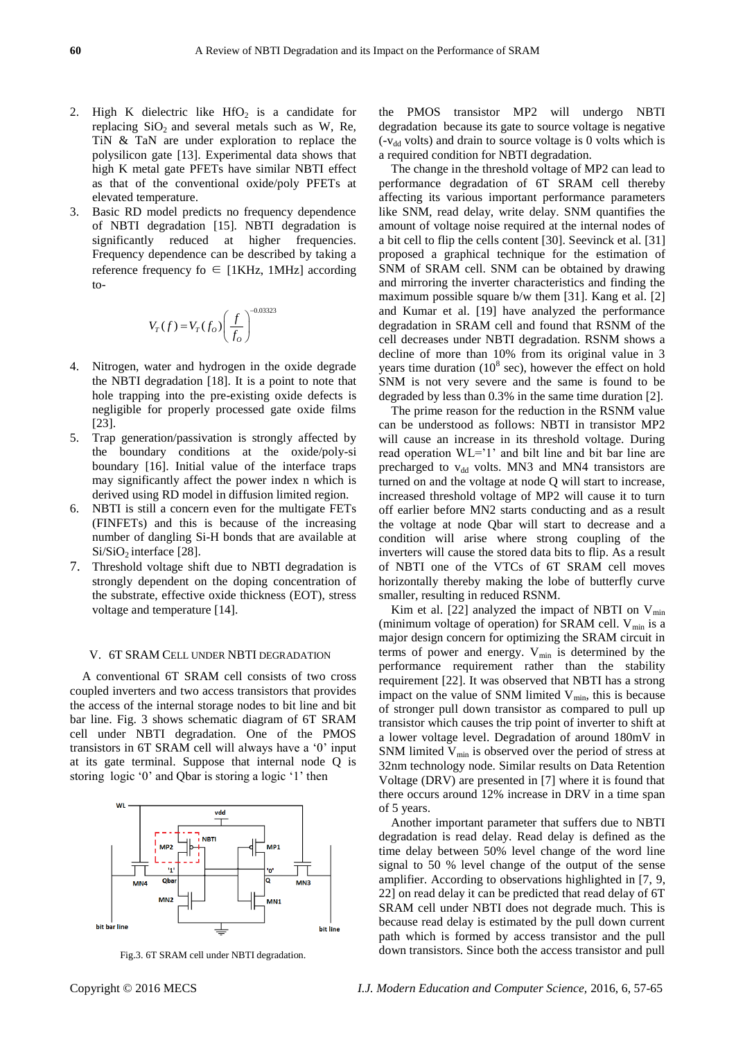2. High K dielectric like $HfO_2$ is a candidate for replacing $SiO_2$ and several metals such as W, Re, TiN & TaN are under exploration to replace the polysilicon gate [13]. Experimental data shows that high K metal gate PFETs have similar NBTI effect as that of the conventional oxide/poly PFETs at elevated temperature.
3. Basic RD model predicts no frequency dependence of NBTI degradation [15]. NBTI degradation is significantly reduced at higher frequencies. Frequency dependence can be described by taking a reference frequency fo ∈ [1KHz, 1MHz] according to-

$$V_T(f) = V_T(f_O)\left(\frac{f}{f_O}\right)^{-0.03323}$$

4. Nitrogen, water and hydrogen in the oxide degrade the NBTI degradation [18]. It is a point to note that hole trapping into the pre-existing oxide defects is negligible for properly processed gate oxide films [23].
5. Trap generation/passivation is strongly affected by the boundary conditions at the oxide/poly-si boundary [16]. Initial value of the interface traps may significantly affect the power index n which is derived using RD model in diffusion limited region.
6. NBTI is still a concern even for the multigate FETs (FINFETs) and this is because of the increasing number of dangling Si-H bonds that are available at $Si/SiO_2$ interface [28].
7. Threshold voltage shift due to NBTI degradation is strongly dependent on the doping concentration of the substrate, effective oxide thickness (EOT), stress voltage and temperature [14].

## V. 6T SRAM Cell under NBTI Degradation

A conventional 6T SRAM cell consists of two cross coupled inverters and two access transistors that provides the access of the internal storage nodes to bit line and bit bar line. Fig. 3 shows schematic diagram of 6T SRAM cell under NBTI degradation. One of the PMOS transistors in 6T SRAM cell will always have a '0' input at its gate terminal. Suppose that internal node Q is storing logic '0' and Qbar is storing a logic '1' then the PMOS transistor MP2 will undergo NBTI degradation because its gate to source voltage is negative ($-v_{dd}$ volts) and drain to source voltage is 0 volts which is a required condition for NBTI degradation.

Fig.3. 6T SRAM cell under NBTI degradation.

The change in the threshold voltage of MP2 can lead to performance degradation of 6T SRAM cell thereby affecting its various important performance parameters like SNM, read delay, write delay. SNM quantifies the amount of voltage noise required at the internal nodes of a bit cell to flip the cells content [30]. Seevinck et al. [31] proposed a graphical technique for the estimation of SNM of SRAM cell. SNM can be obtained by drawing and mirroring the inverter characteristics and finding the maximum possible square b/w them [31]. Kang et al. [2] and Kumar et al. [19] have analyzed the performance degradation in SRAM cell and found that RSNM of the cell decreases under NBTI degradation. RSNM shows a decline of more than 10% from its original value in 3 years time duration ($10^8$ sec), however the effect on hold SNM is not very severe and the same is found to be degraded by less than 0.3% in the same time duration [2].

The prime reason for the reduction in the RSNM value can be understood as follows: NBTI in transistor MP2 will cause an increase in its threshold voltage. During read operation WL='1' and bilt line and bit bar line are precharged to $v_{dd}$ volts. MN3 and MN4 transistors are turned on and the voltage at node Q will start to increase, increased threshold voltage of MP2 will cause it to turn off earlier before MN2 starts conducting and as a result the voltage at node Qbar will start to decrease and a condition will arise where strong coupling of the inverters will cause the stored data bits to flip. As a result of NBTI one of the VTCs of 6T SRAM cell moves horizontally thereby making the lobe of butterfly curve smaller, resulting in reduced RSNM.

Kim et al. [22] analyzed the impact of NBTI on $V_{min}$ (minimum voltage of operation) for SRAM cell. $V_{min}$ is a major design concern for optimizing the SRAM circuit in terms of power and energy. $V_{min}$ is determined by the performance requirement rather than the stability requirement [22]. It was observed that NBTI has a strong impact on the value of SNM limited $V_{min}$, this is because of stronger pull down transistor as compared to pull up transistor which causes the trip point of inverter to shift at a lower voltage level. Degradation of around 180mV in SNM limited $V_{min}$ is observed over the period of stress at 32nm technology node. Similar results on Data Retention Voltage (DRV) are presented in [7] where it is found that there occurs around 12% increase in DRV in a time span of 5 years.

Another important parameter that suffers due to NBTI degradation is read delay. Read delay is defined as the time delay between 50% level change of the word line signal to 50 % level change of the output of the sense amplifier. According to observations highlighted in [7, 9, 22] on read delay it can be predicted that read delay of 6T SRAM cell under NBTI does not degrade much. This is because read delay is estimated by the pull down current path which is formed by access transistor and the pull down transistors. Since both the access transistor and pull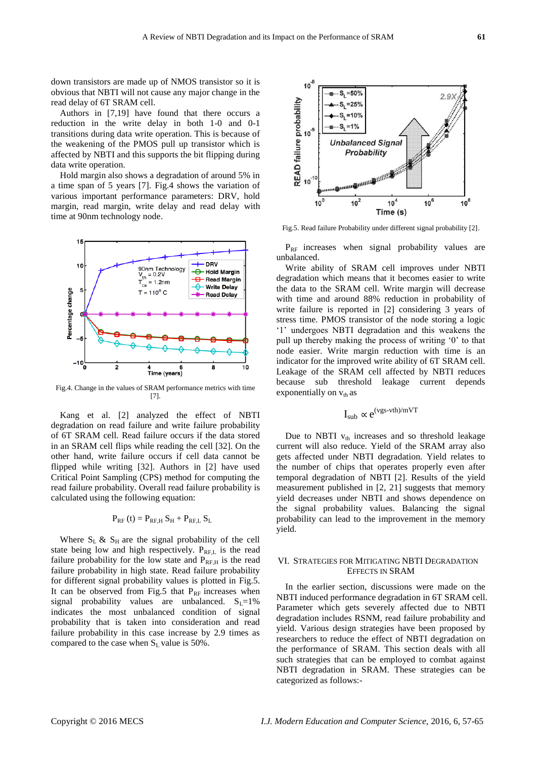down transistors are made up of NMOS transistor so it is obvious that NBTI will not cause any major change in the read delay of 6T SRAM cell.

Authors in [7,19] have found that there occurs a reduction in the write delay in both 1-0 and 0-1 transitions during data write operation. This is because of the weakening of the PMOS pull up transistor which is affected by NBTI and this supports the bit flipping during data write operation.

Hold margin also shows a degradation of around 5% in a time span of 5 years [7]. Fig.4 shows the variation of various important performance parameters: DRV, hold margin, read margin, write delay and read delay with time at 90nm technology node.

Fig.4. Change in the values of SRAM performance metrics with time [7].

Kang et al. [2] analyzed the effect of NBTI degradation on read failure and write failure probability of 6T SRAM cell. Read failure occurs if the data stored in an SRAM cell flips while reading the cell [32]. On the other hand, write failure occurs if cell data cannot be flipped while writing [32]. Authors in [2] have used Critical Point Sampling (CPS) method for computing the read failure probability. Overall read failure probability is calculated using the following equation:

$$P_{RF}(t) = P_{RF,H} S_H + P_{RF,L} S_L$$

Where $S_L$ & $S_H$ are the signal probability of the cell state being low and high respectively. $P_{RF,L}$ is the read failure probability for the low state and $P_{RF,H}$ is the read failure probability in high state. Read failure probability for different signal probability values is plotted in Fig.5. It can be observed from Fig.5 that $P_{RF}$ increases when signal probability values are unbalanced. $S_L$=1% indicates the most unbalanced condition of signal probability that is taken into consideration and read failure probability in this case increase by 2.9 times as compared to the case when $S_L$ value is 50%.

Fig.5. Read failure Probability under different signal probability [2].

$P_{RF}$ increases when signal probability values are unbalanced.

Write ability of SRAM cell improves under NBTI degradation which means that it becomes easier to write the data to the SRAM cell. Write margin will decrease with time and around 88% reduction in probability of write failure is reported in [2] considering 3 years of stress time. PMOS transistor of the node storing a logic '1' undergoes NBTI degradation and this weakens the pull up thereby making the process of writing '0' to that node easier. Write margin reduction with time is an indicator for the improved write ability of 6T SRAM cell. Leakage of the SRAM cell affected by NBTI reduces because sub threshold leakage current depends exponentially on $v_{th}$ as

$$I_{sub} \propto e^{(vgs-vth)/mVT}$$

Due to NBTI $v_{th}$ increases and so threshold leakage current will also reduce. Yield of the SRAM array also gets affected under NBTI degradation. Yield refers to the number of chips that operates properly even after temporal degradation of NBTI [2]. Results of the yield measurement published in [2, 21] suggests that memory yield decreases under NBTI and shows dependence on the signal probability values. Balancing the signal probability can lead to the improvement in the memory yield.

## VI. Strategies for Mitigating NBTI Degradation Effects in SRAM

In the earlier section, discussions were made on the NBTI induced performance degradation in 6T SRAM cell. Parameter which gets severely affected due to NBTI degradation includes RSNM, read failure probability and yield. Various design strategies have been proposed by researchers to reduce the effect of NBTI degradation on the performance of SRAM. This section deals with all such strategies that can be employed to combat against NBTI degradation in SRAM. These strategies can be categorized as follows:-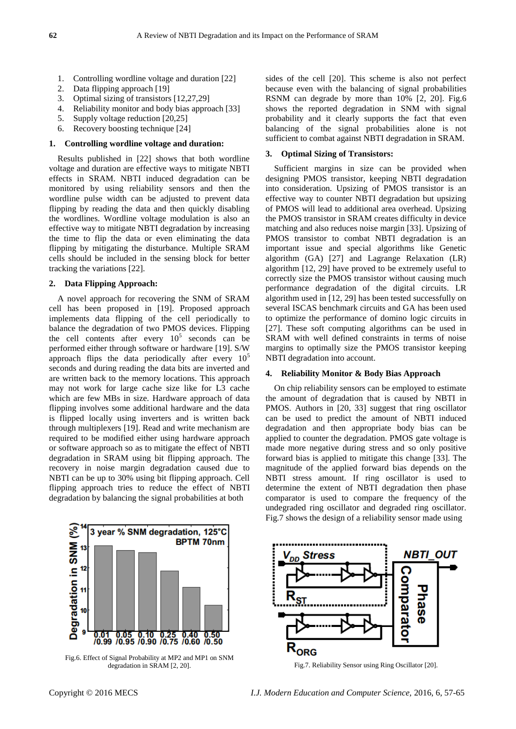1. Controlling wordline voltage and duration [22]
2. Data flipping approach [19]
3. Optimal sizing of transistors [12,27,29]
4. Reliability monitor and body bias approach [33]
5. Supply voltage reduction [20,25]
6. Recovery boosting technique [24]

### 1. Controlling wordline voltage and duration:

Results published in [22] shows that both wordline voltage and duration are effective ways to mitigate NBTI effects in SRAM. NBTI induced degradation can be monitored by using reliability sensors and then the wordline pulse width can be adjusted to prevent data flipping by reading the data and then quickly disabling the wordlines. Wordline voltage modulation is also an effective way to mitigate NBTI degradation by increasing the time to flip the data or even eliminating the data flipping by mitigating the disturbance. Multiple SRAM cells should be included in the sensing block for better tracking the variations [22].

### 2. Data Flipping Approach:

A novel approach for recovering the SNM of SRAM cell has been proposed in [19]. Proposed approach implements data flipping of the cell periodically to balance the degradation of two PMOS devices. Flipping the cell contents after every $10^5$ seconds can be performed either through software or hardware [19]. S/W approach flips the data periodically after every $10^5$ seconds and during reading the data bits are inverted and are written back to the memory locations. This approach may not work for large cache size like for L3 cache which are few MBs in size. Hardware approach of data flipping involves some additional hardware and the data is flipped locally using inverters and is written back through multiplexers [19]. Read and write mechanism are required to be modified either using hardware approach or software approach so as to mitigate the effect of NBTI degradation in SRAM using bit flipping approach. The recovery in noise margin degradation caused due to NBTI can be up to 30% using bit flipping approach. Cell flipping approach tries to reduce the effect of NBTI degradation by balancing the signal probabilities at both sides of the cell [20]. This scheme is also not perfect because even with the balancing of signal probabilities RSNM can degrade by more than 10% [2, 20]. Fig.6 shows the reported degradation in SNM with signal probability and it clearly supports the fact that even balancing of the signal probabilities alone is not sufficient to combat against NBTI degradation in SRAM.

Fig.6. Effect of Signal Probability at MP2 and MP1 on SNM degradation in SRAM [2, 20].

### 3. Optimal Sizing of Transistors:

Sufficient margins in size can be provided when designing PMOS transistor, keeping NBTI degradation into consideration. Upsizing of PMOS transistor is an effective way to counter NBTI degradation but upsizing of PMOS will lead to additional area overhead. Upsizing the PMOS transistor in SRAM creates difficulty in device matching and also reduces noise margin [33]. Upsizing of PMOS transistor to combat NBTI degradation is an important issue and special algorithms like Genetic algorithm (GA) [27] and Lagrange Relaxation (LR) algorithm [12, 29] have proved to be extremely useful to correctly size the PMOS transistor without causing much performance degradation of the digital circuits. LR algorithm used in [12, 29] has been tested successfully on several ISCAS benchmark circuits and GA has been used to optimize the performance of domino logic circuits in [27]. These soft computing algorithms can be used in SRAM with well defined constraints in terms of noise margins to optimally size the PMOS transistor keeping NBTI degradation into account.

### 4. Reliability Monitor & Body Bias Approach

On chip reliability sensors can be employed to estimate the amount of degradation that is caused by NBTI in PMOS. Authors in [20, 33] suggest that ring oscillator can be used to predict the amount of NBTI induced degradation and then appropriate body bias can be applied to counter the degradation. PMOS gate voltage is made more negative during stress and so only positive forward bias is applied to mitigate this change [33]. The magnitude of the applied forward bias depends on the NBTI stress amount. If ring oscillator is used to determine the extent of NBTI degradation then phase comparator is used to compare the frequency of the undegraded ring oscillator and degraded ring oscillator. Fig.7 shows the design of a reliability sensor made using

Fig.7. Reliability Sensor using Ring Oscillator [20].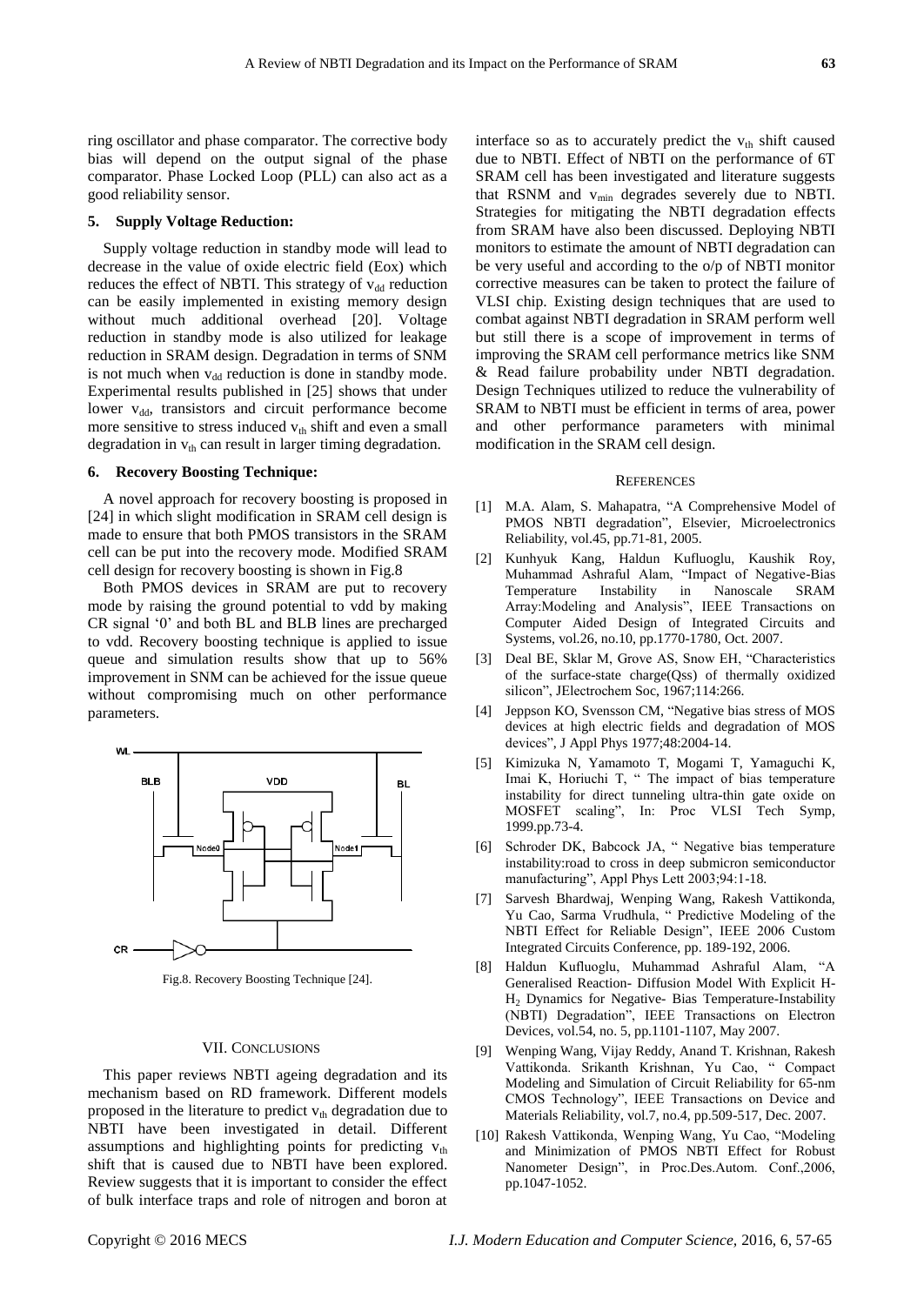ring oscillator and phase comparator. The corrective body bias will depend on the output signal of the phase comparator. Phase Locked Loop (PLL) can also act as a good reliability sensor.

### 5. Supply Voltage Reduction:

Supply voltage reduction in standby mode will lead to decrease in the value of oxide electric field (Eox) which reduces the effect of NBTI. This strategy of $v_{dd}$ reduction can be easily implemented in existing memory design without much additional overhead [20]. Voltage reduction in standby mode is also utilized for leakage reduction in SRAM design. Degradation in terms of SNM is not much when $v_{dd}$ reduction is done in standby mode. Experimental results published in [25] shows that under lower $v_{dd}$, transistors and circuit performance become more sensitive to stress induced $v_{th}$ shift and even a small degradation in $v_{th}$ can result in larger timing degradation.

### 6. Recovery Boosting Technique:

A novel approach for recovery boosting is proposed in [24] in which slight modification in SRAM cell design is made to ensure that both PMOS transistors in the SRAM cell can be put into the recovery mode. Modified SRAM cell design for recovery boosting is shown in Fig.8

Both PMOS devices in SRAM are put to recovery mode by raising the ground potential to vdd by making CR signal '0' and both BL and BLB lines are precharged to vdd. Recovery boosting technique is applied to issue queue and simulation results show that up to 56% improvement in SNM can be achieved for the issue queue without compromising much on other performance parameters.

Fig.8. Recovery Boosting Technique [24].

## VII. Conclusions

This paper reviews NBTI ageing degradation and its mechanism based on RD framework. Different models proposed in the literature to predict $v_{th}$ degradation due to NBTI have been investigated in detail. Different assumptions and highlighting points for predicting $v_{th}$ shift that is caused due to NBTI have been explored. Review suggests that it is important to consider the effect of bulk interface traps and role of nitrogen and boron at interface so as to accurately predict the $v_{th}$ shift caused due to NBTI. Effect of NBTI on the performance of 6T SRAM cell has been investigated and literature suggests that RSNM and $v_{min}$ degrades severely due to NBTI. Strategies for mitigating the NBTI degradation effects from SRAM have also been discussed. Deploying NBTI monitors to estimate the amount of NBTI degradation can be very useful and according to the o/p of NBTI monitor corrective measures can be taken to protect the failure of VLSI chip. Existing design techniques that are used to combat against NBTI degradation in SRAM perform well but still there is a scope of improvement in terms of improving the SRAM cell performance metrics like SNM & Read failure probability under NBTI degradation. Design Techniques utilized to reduce the vulnerability of SRAM to NBTI must be efficient in terms of area, power and other performance parameters with minimal modification in the SRAM cell design.

## References

[1] M.A. Alam, S. Mahapatra, "A Comprehensive Model of PMOS NBTI degradation", Elsevier, Microelectronics Reliability, vol.45, pp.71-81, 2005.

[2] Kunhyuk Kang, Haldun Kufluoglu, Kaushik Roy, Muhammad Ashraful Alam, "Impact of Negative-Bias Temperature Instability in Nanoscale SRAM Array:Modeling and Analysis", IEEE Transactions on Computer Aided Design of Integrated Circuits and Systems, vol.26, no.10, pp.1770-1780, Oct. 2007.

[3] Deal BE, Sklar M, Grove AS, Snow EH, "Characteristics of the surface-state charge(Qss) of thermally oxidized silicon", JElectrochem Soc, 1967;114:266.

[4] Jeppson KO, Svensson CM, "Negative bias stress of MOS devices at high electric fields and degradation of MOS devices", J Appl Phys 1977;48:2004-14.

[5] Kimizuka N, Yamamoto T, Mogami T, Yamaguchi K, Imai K, Horiuchi T, " The impact of bias temperature instability for direct tunneling ultra-thin gate oxide on MOSFET scaling", In: Proc VLSI Tech Symp, 1999.pp.73-4.

[6] Schroder DK, Babcock JA, " Negative bias temperature instability:road to cross in deep submicron semiconductor manufacturing", Appl Phys Lett 2003;94:1-18.

[7] Sarvesh Bhardwaj, Wenping Wang, Rakesh Vattikonda, Yu Cao, Sarma Vrudhula, " Predictive Modeling of the NBTI Effect for Reliable Design", IEEE 2006 Custom Integrated Circuits Conference, pp. 189-192, 2006.

[8] Haldun Kufluoglu, Muhammad Ashraful Alam, "A Generalised Reaction- Diffusion Model With Explicit H-$H_2$ Dynamics for Negative- Bias Temperature-Instability (NBTI) Degradation", IEEE Transactions on Electron Devices, vol.54, no. 5, pp.1101-1107, May 2007.

[9] Wenping Wang, Vijay Reddy, Anand T. Krishnan, Rakesh Vattikonda. Srikanth Krishnan, Yu Cao, " Compact Modeling and Simulation of Circuit Reliability for 65-nm CMOS Technology", IEEE Transactions on Device and Materials Reliability, vol.7, no.4, pp.509-517, Dec. 2007.

[10] Rakesh Vattikonda, Wenping Wang, Yu Cao, "Modeling and Minimization of PMOS NBTI Effect for Robust Nanometer Design", in Proc.Des.Autom. Conf.,2006, pp.1047-1052.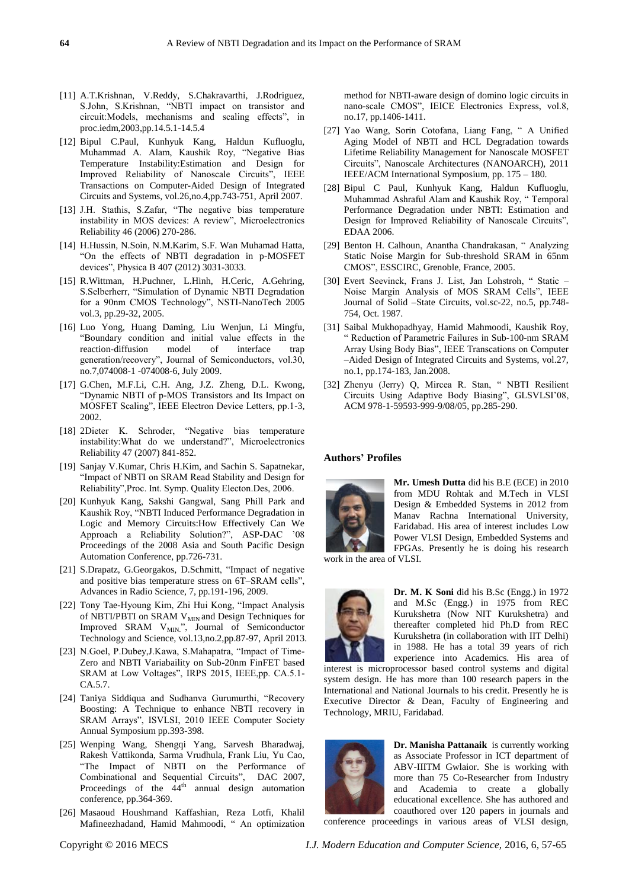[11] A.T.Krishnan, V.Reddy, S.Chakravarthi, J.Rodriguez, S.John, S.Krishnan, "NBTI impact on transistor and circuit:Models, mechanisms and scaling effects", in proc.iedm,2003,pp.14.5.1-14.5.4

[12] Bipul C.Paul, Kunhyuk Kang, Haldun Kufluoglu, Muhammad A. Alam, Kaushik Roy, "Negative Bias Temperature Instability:Estimation and Design for Improved Reliability of Nanoscale Circuits", IEEE Transactions on Computer-Aided Design of Integrated Circuits and Systems, vol.26,no.4,pp.743-751, April 2007.

[13] J.H. Stathis, S.Zafar, "The negative bias temperature instability in MOS devices: A review", Microelectronics Reliability 46 (2006) 270-286.

[14] H.Hussin, N.Soin, N.M.Karim, S.F. Wan Muhamad Hatta, "On the effects of NBTI degradation in p-MOSFET devices", Physica B 407 (2012) 3031-3033.

[15] R.Wittman, H.Puchner, L.Hinh, H.Ceric, A.Gehring, S.Selberherr, "Simulation of Dynamic NBTI Degradation for a 90nm CMOS Technology", NSTI-NanoTech 2005 vol.3, pp.29-32, 2005.

[16] Luo Yong, Huang Daming, Liu Wenjun, Li Mingfu, "Boundary condition and initial value effects in the reaction-diffusion model of interface trap generation/recovery", Journal of Semiconductors, vol.30, no.7,074008-1 -074008-6, July 2009.

[17] G.Chen, M.F.Li, C.H. Ang, J.Z. Zheng, D.L. Kwong, "Dynamic NBTI of p-MOS Transistors and Its Impact on MOSFET Scaling", IEEE Electron Device Letters, pp.1-3, 2002.

[18] 2Dieter K. Schroder, "Negative bias temperature instability:What do we understand?", Microelectronics Reliability 47 (2007) 841-852.

[19] Sanjay V.Kumar, Chris H.Kim, and Sachin S. Sapatnekar, "Impact of NBTI on SRAM Read Stability and Design for Reliability",Proc. Int. Symp. Quality Electon.Des, 2006.

[20] Kunhyuk Kang, Sakshi Gangwal, Sang Phill Park and Kaushik Roy, "NBTI Induced Performance Degradation in Logic and Memory Circuits:How Effectively Can We Approach a Reliability Solution?", ASP-DAC '08 Proceedings of the 2008 Asia and South Pacific Design Automation Conference, pp.726-731.

[21] S.Drapatz, G.Georgakos, D.Schmitt, "Impact of negative and positive bias temperature stress on 6T–SRAM cells", Advances in Radio Science, 7, pp.191-196, 2009.

[22] Tony Tae-Hyoung Kim, Zhi Hui Kong, "Impact Analysis of NBTI/PBTI on SRAM $V_{MIN}$ and Design Techniques for Improved SRAM $V_{MIN}$.", Journal of Semiconductor Technology and Science, vol.13,no.2,pp.87-97, April 2013.

[23] N.Goel, P.Dubey,J.Kawa, S.Mahapatra, "Impact of Time-Zero and NBTI Variabaility on Sub-20nm FinFET based SRAM at Low Voltages", IRPS 2015, IEEE,pp. CA.5.1-CA.5.7.

[24] Taniya Siddiqua and Sudhanva Gurumurthi, "Recovery Boosting: A Technique to enhance NBTI recovery in SRAM Arrays", ISVLSI, 2010 IEEE Computer Society Annual Symposium pp.393-398.

[25] Wenping Wang, Shengqi Yang, Sarvesh Bharadwaj, Rakesh Vattikonda, Sarma Vrudhula, Frank Liu, Yu Cao, "The Impact of NBTI on the Performance of Combinational and Sequential Circuits", DAC 2007, Proceedings of the 44[th] annual design automation conference, pp.364-369.

[26] Masaoud Houshmand Kaffashian, Reza Lotfi, Khalil Mafineezhadand, Hamid Mahmoodi, " An optimization method for NBTI-aware design of domino logic circuits in nano-scale CMOS", IEICE Electronics Express, vol.8, no.17, pp.1406-1411.

[27] Yao Wang, Sorin Cotofana, Liang Fang, " A Unified Aging Model of NBTI and HCL Degradation towards Lifetime Reliability Management for Nanoscale MOSFET Circuits", Nanoscale Architectures (NANOARCH), 2011 IEEE/ACM International Symposium, pp. 175 – 180.

[28] Bipul C Paul, Kunhyuk Kang, Haldun Kufluoglu, Muhammad Ashraful Alam and Kaushik Roy, " Temporal Performance Degradation under NBTI: Estimation and Design for Improved Reliability of Nanoscale Circuits", EDAA 2006.

[29] Benton H. Calhoun, Anantha Chandrakasan, " Analyzing Static Noise Margin for Sub-threshold SRAM in 65nm CMOS", ESSCIRC, Grenoble, France, 2005.

[30] Evert Seevinck, Frans J. List, Jan Lohstroh, " Static – Noise Margin Analysis of MOS SRAM Cells", IEEE Journal of Solid –State Circuits, vol.sc-22, no.5, pp.748-754, Oct. 1987.

[31] Saibal Mukhopadhyay, Hamid Mahmoodi, Kaushik Roy, " Reduction of Parametric Failures in Sub-100-nm SRAM Array Using Body Bias", IEEE Transcations on Computer –Aided Design of Integrated Circuits and Systems, vol.27, no.1, pp.174-183, Jan.2008.

[32] Zhenyu (Jerry) Q, Mircea R. Stan, " NBTI Resilient Circuits Using Adaptive Body Biasing", GLSVLSI'08, ACM 978-1-59593-999-9/08/05, pp.285-290.

**Authors' Profiles**

**Mr. Umesh Dutta** did his B.E (ECE) in 2010 from MDU Rohtak and M.Tech in VLSI Design & Embedded Systems in 2012 from Manav Rachna International University, Faridabad. His area of interest includes Low Power VLSI Design, Embedded Systems and FPGAs. Presently he is doing his research work in the area of VLSI.

**Dr. M. K Soni** did his B.Sc (Engg.) in 1972 and M.Sc (Engg.) in 1975 from REC Kurukshetra (Now NIT Kurukshetra) and thereafter completed hid Ph.D from REC Kurukshetra (in collaboration with IIT Delhi) in 1988. He has a total 39 years of rich experience into Academics. His area of interest is microprocessor based control systems and digital system design. He has more than 100 research papers in the International and National Journals to his credit. Presently he is Executive Director & Dean, Faculty of Engineering and Technology, MRIU, Faridabad.

**Dr. Manisha Pattanaik** is currently working as Associate Professor in ICT department of ABV-IIITM Gwlaior. She is working with more than 75 Co-Researcher from Industry and Academia to create a globally educational excellence. She has authored and coauthored over 120 papers in journals and conference proceedings in various areas of VLSI design,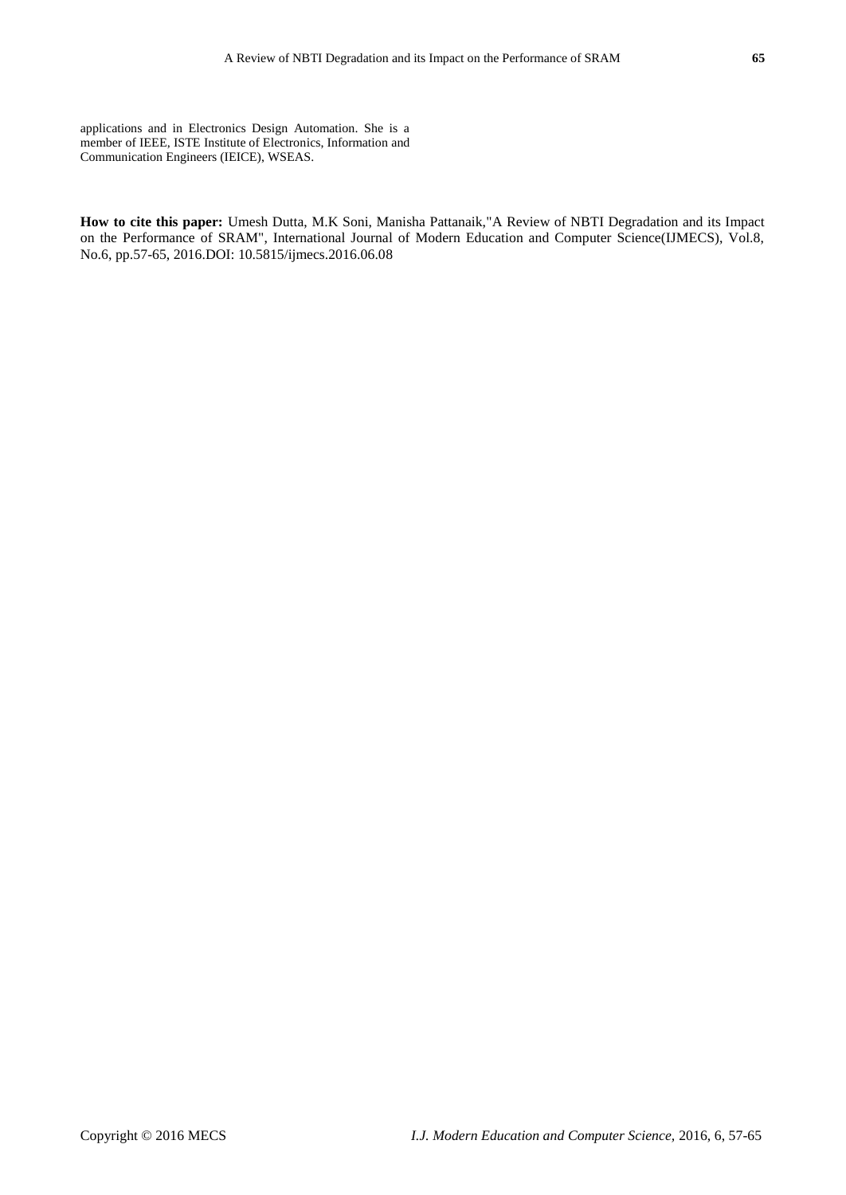applications and in Electronics Design Automation. She is a member of IEEE, ISTE Institute of Electronics, Information and Communication Engineers (IEICE), WSEAS.

**How to cite this paper:** Umesh Dutta, M.K Soni, Manisha Pattanaik,"A Review of NBTI Degradation and its Impact on the Performance of SRAM", International Journal of Modern Education and Computer Science(IJMECS), Vol.8, No.6, pp.57-65, 2016.DOI: 10.5815/ijmecs.2016.06.08